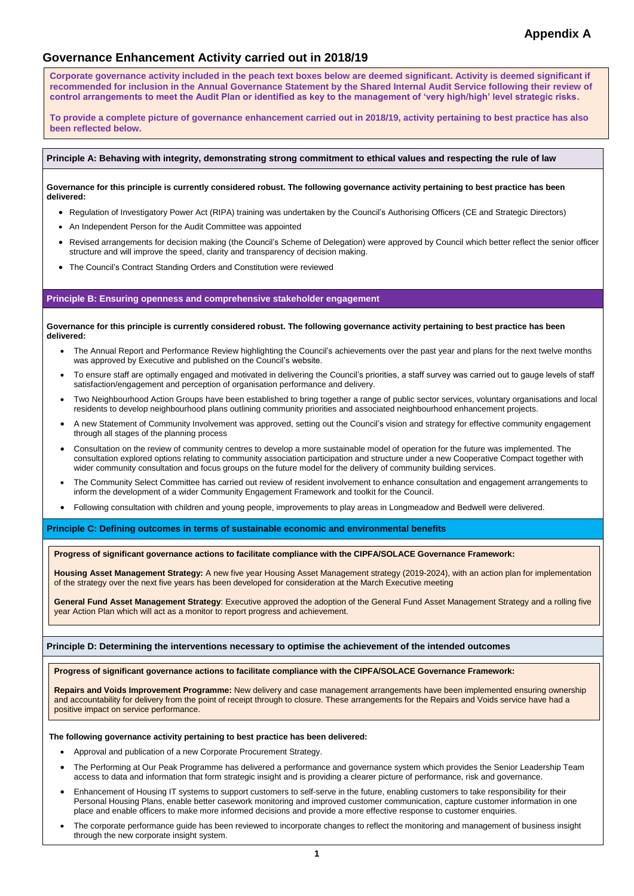# Appendix A

## Governance Enhancement Activity carried out in 2018/19

**Corporate governance activity included in the peach text boxes below are deemed significant. Activity is deemed significant if recommended for inclusion in the Annual Governance Statement by the Shared Internal Audit Service following their review of control arrangements to meet the Audit Plan or identified as key to the management of 'very high/high' level strategic risks.**

**To provide a complete picture of governance enhancement carried out in 2018/19, activity pertaining to best practice has also been reflected below.**

### Principle A: Behaving with integrity, demonstrating strong commitment to ethical values and respecting the rule of law

**Governance for this principle is currently considered robust. The following governance activity pertaining to best practice has been delivered:**

- Regulation of Investigatory Power Act (RIPA) training was undertaken by the Council's Authorising Officers (CE and Strategic Directors)
- An Independent Person for the Audit Committee was appointed
- Revised arrangements for decision making (the Council's Scheme of Delegation) were approved by Council which better reflect the senior officer structure and will improve the speed, clarity and transparency of decision making.
- The Council's Contract Standing Orders and Constitution were reviewed

### Principle B: Ensuring openness and comprehensive stakeholder engagement

**Governance for this principle is currently considered robust. The following governance activity pertaining to best practice has been delivered:**

- The Annual Report and Performance Review highlighting the Council's achievements over the past year and plans for the next twelve months was approved by Executive and published on the Council's website.
- To ensure staff are optimally engaged and motivated in delivering the Council's priorities, a staff survey was carried out to gauge levels of staff satisfaction/engagement and perception of organisation performance and delivery.
- Two Neighbourhood Action Groups have been established to bring together a range of public sector services, voluntary organisations and local residents to develop neighbourhood plans outlining community priorities and associated neighbourhood enhancement projects.
- A new Statement of Community Involvement was approved, setting out the Council's vision and strategy for effective community engagement through all stages of the planning process
- Consultation on the review of community centres to develop a more sustainable model of operation for the future was implemented. The consultation explored options relating to community association participation and structure under a new Cooperative Compact together with wider community consultation and focus groups on the future model for the delivery of community building services.
- The Community Select Committee has carried out review of resident involvement to enhance consultation and engagement arrangements to inform the development of a wider Community Engagement Framework and toolkit for the Council.
- Following consultation with children and young people, improvements to play areas in Longmeadow and Bedwell were delivered.

### Principle C: Defining outcomes in terms of sustainable economic and environmental benefits

**Progress of significant governance actions to facilitate compliance with the CIPFA/SOLACE Governance Framework:**

**Housing Asset Management Strategy:** A new five year Housing Asset Management strategy (2019-2024), with an action plan for implementation of the strategy over the next five years has been developed for consideration at the March Executive meeting

**General Fund Asset Management Strategy**: Executive approved the adoption of the General Fund Asset Management Strategy and a rolling five year Action Plan which will act as a monitor to report progress and achievement.

### Principle D: Determining the interventions necessary to optimise the achievement of the intended outcomes

**Progress of significant governance actions to facilitate compliance with the CIPFA/SOLACE Governance Framework:**

**Repairs and Voids Improvement Programme:** New delivery and case management arrangements have been implemented ensuring ownership and accountability for delivery from the point of receipt through to closure. These arrangements for the Repairs and Voids service have had a positive impact on service performance.

**The following governance activity pertaining to best practice has been delivered:**

- Approval and publication of a new Corporate Procurement Strategy.
- The Performing at Our Peak Programme has delivered a performance and governance system which provides the Senior Leadership Team access to data and information that form strategic insight and is providing a clearer picture of performance, risk and governance.
- Enhancement of Housing IT systems to support customers to self-serve in the future, enabling customers to take responsibility for their Personal Housing Plans, enable better casework monitoring and improved customer communication, capture customer information in one place and enable officers to make more informed decisions and provide a more effective response to customer enquiries.
- The corporate performance guide has been reviewed to incorporate changes to reflect the monitoring and management of business insight through the new corporate insight system.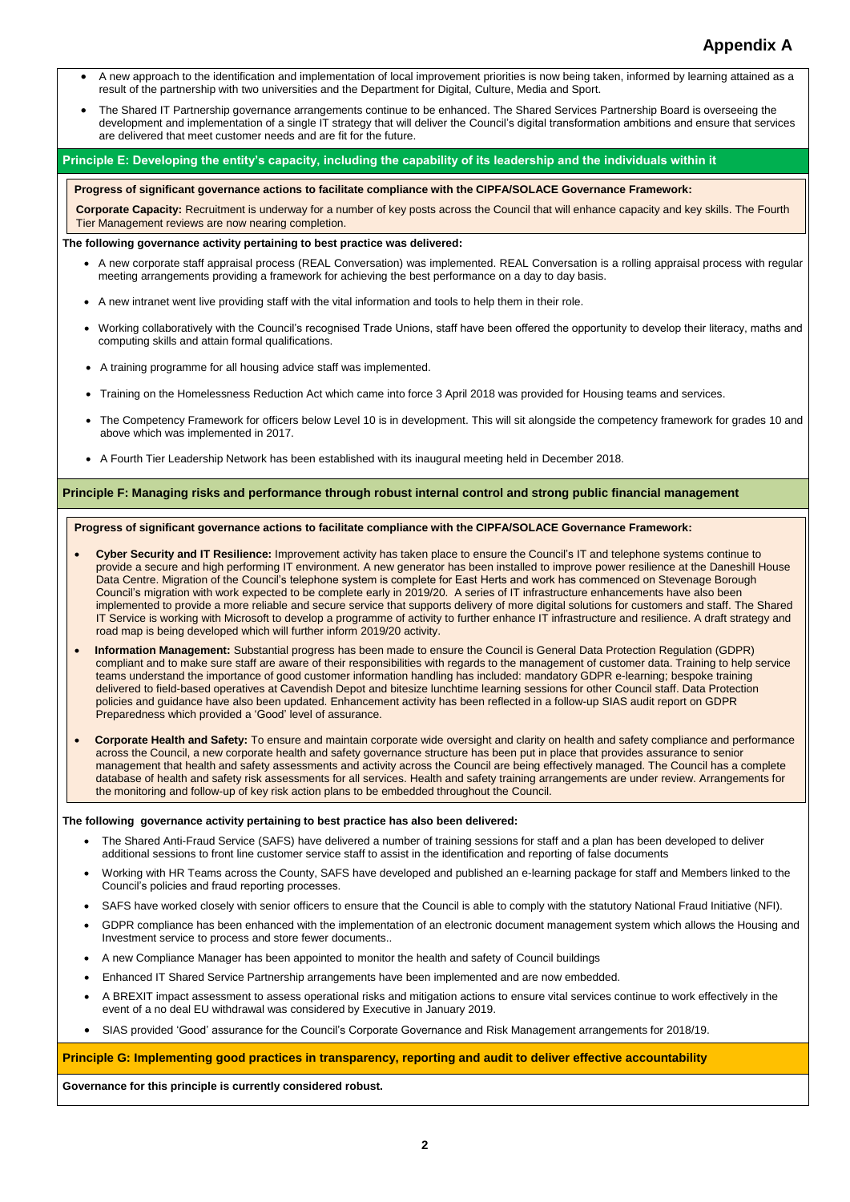# Appendix A

- A new approach to the identification and implementation of local improvement priorities is now being taken, informed by learning attained as a result of the partnership with two universities and the Department for Digital, Culture, Media and Sport.
- The Shared IT Partnership governance arrangements continue to be enhanced. The Shared Services Partnership Board is overseeing the development and implementation of a single IT strategy that will deliver the Council's digital transformation ambitions and ensure that services are delivered that meet customer needs and are fit for the future.

## Principle E: Developing the entity's capacity, including the capability of its leadership and the individuals within it

**Progress of significant governance actions to facilitate compliance with the CIPFA/SOLACE Governance Framework:**

**Corporate Capacity:** Recruitment is underway for a number of key posts across the Council that will enhance capacity and key skills. The Fourth Tier Management reviews are now nearing completion.

**The following governance activity pertaining to best practice was delivered:**

- A new corporate staff appraisal process (REAL Conversation) was implemented. REAL Conversation is a rolling appraisal process with regular meeting arrangements providing a framework for achieving the best performance on a day to day basis.
- A new intranet went live providing staff with the vital information and tools to help them in their role.
- Working collaboratively with the Council's recognised Trade Unions, staff have been offered the opportunity to develop their literacy, maths and computing skills and attain formal qualifications.
- A training programme for all housing advice staff was implemented.
- Training on the Homelessness Reduction Act which came into force 3 April 2018 was provided for Housing teams and services.
- The Competency Framework for officers below Level 10 is in development. This will sit alongside the competency framework for grades 10 and above which was implemented in 2017.
- A Fourth Tier Leadership Network has been established with its inaugural meeting held in December 2018.

## Principle F: Managing risks and performance through robust internal control and strong public financial management

**Progress of significant governance actions to facilitate compliance with the CIPFA/SOLACE Governance Framework:**

- **Cyber Security and IT Resilience:** Improvement activity has taken place to ensure the Council's IT and telephone systems continue to provide a secure and high performing IT environment. A new generator has been installed to improve power resilience at the Daneshill House Data Centre. Migration of the Council's telephone system is complete for East Herts and work has commenced on Stevenage Borough Council's migration with work expected to be complete early in 2019/20. A series of IT infrastructure enhancements have also been implemented to provide a more reliable and secure service that supports delivery of more digital solutions for customers and staff. The Shared IT Service is working with Microsoft to develop a programme of activity to further enhance IT infrastructure and resilience. A draft strategy and road map is being developed which will further inform 2019/20 activity.
- **Information Management:** Substantial progress has been made to ensure the Council is General Data Protection Regulation (GDPR) compliant and to make sure staff are aware of their responsibilities with regards to the management of customer data. Training to help service teams understand the importance of good customer information handling has included: mandatory GDPR e-learning; bespoke training delivered to field-based operatives at Cavendish Depot and bitesize lunchtime learning sessions for other Council staff. Data Protection policies and guidance have also been updated. Enhancement activity has been reflected in a follow-up SIAS audit report on GDPR Preparedness which provided a 'Good' level of assurance.
- **Corporate Health and Safety:** To ensure and maintain corporate wide oversight and clarity on health and safety compliance and performance across the Council, a new corporate health and safety governance structure has been put in place that provides assurance to senior management that health and safety assessments and activity across the Council are being effectively managed. The Council has a complete database of health and safety risk assessments for all services. Health and safety training arrangements are under review. Arrangements for the monitoring and follow-up of key risk action plans to be embedded throughout the Council.

**The following governance activity pertaining to best practice has also been delivered:**

- The Shared Anti-Fraud Service (SAFS) have delivered a number of training sessions for staff and a plan has been developed to deliver additional sessions to front line customer service staff to assist in the identification and reporting of false documents
- Working with HR Teams across the County, SAFS have developed and published an e-learning package for staff and Members linked to the Council's policies and fraud reporting processes.
- SAFS have worked closely with senior officers to ensure that the Council is able to comply with the statutory National Fraud Initiative (NFI).
- GDPR compliance has been enhanced with the implementation of an electronic document management system which allows the Housing and Investment service to process and store fewer documents..
- A new Compliance Manager has been appointed to monitor the health and safety of Council buildings
- Enhanced IT Shared Service Partnership arrangements have been implemented and are now embedded.
- A BREXIT impact assessment to assess operational risks and mitigation actions to ensure vital services continue to work effectively in the event of a no deal EU withdrawal was considered by Executive in January 2019.
- SIAS provided 'Good' assurance for the Council's Corporate Governance and Risk Management arrangements for 2018/19.

## Principle G: Implementing good practices in transparency, reporting and audit to deliver effective accountability

**Governance for this principle is currently considered robust.**